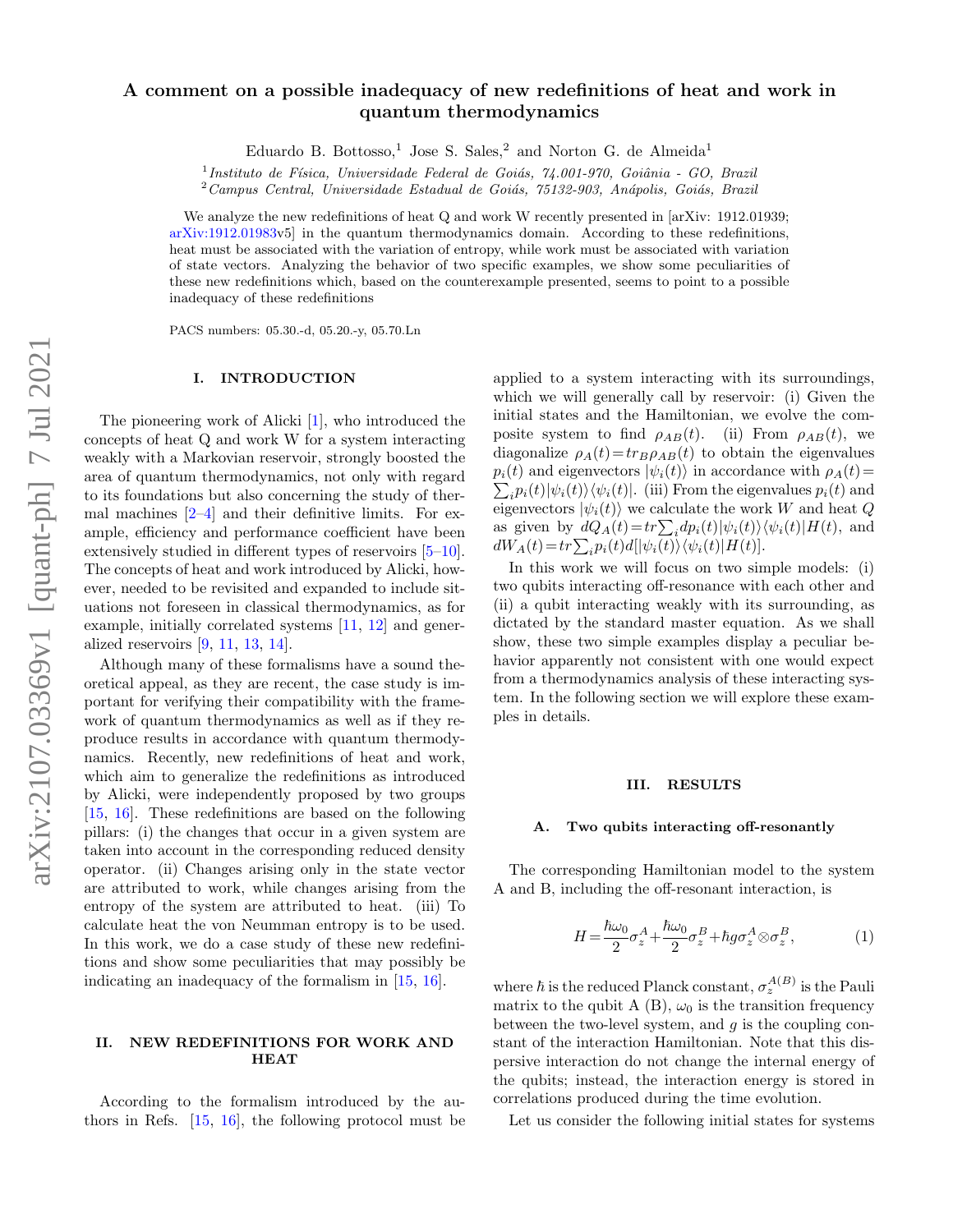# A comment on a possible inadequacy of new redefinitions of heat and work in quantum thermodynamics

Eduardo B. Bottosso,[1] Jose S. Sales,[2] and Norton G. de Almeida[1]

[1] *Instituto de Física, Universidade Federal de Goiás, 74.001-970, Goiânia - GO, Brazil*
[2] *Campus Central, Universidade Estadual de Goiás, 75132-903, Anápolis, Goiás, Brazil*

We analyze the new redefinitions of heat Q and work W recently presented in [arXiv: 1912.01939; arXiv:1912.01983v5] in the quantum thermodynamics domain. According to these redefinitions, heat must be associated with the variation of entropy, while work must be associated with variation of state vectors. Analyzing the behavior of two specific examples, we show some peculiarities of these new redefinitions which, based on the counterexample presented, seems to point to a possible inadequacy of these redefinitions

PACS numbers: 05.30.-d, 05.20.-y, 05.70.Ln

## I. INTRODUCTION

The pioneering work of Alicki [1], who introduced the concepts of heat Q and work W for a system interacting weakly with a Markovian reservoir, strongly boosted the area of quantum thermodynamics, not only with regard to its foundations but also concerning the study of thermal machines [2–4] and their definitive limits. For example, efficiency and performance coefficient have been extensively studied in different types of reservoirs [5–10]. The concepts of heat and work introduced by Alicki, however, needed to be revisited and expanded to include situations not foreseen in classical thermodynamics, as for example, initially correlated systems [11, 12] and generalized reservoirs [9, 11, 13, 14].

Although many of these formalisms have a sound theoretical appeal, as they are recent, the case study is important for verifying their compatibility with the framework of quantum thermodynamics as well as if they reproduce results in accordance with quantum thermodynamics. Recently, new redefinitions of heat and work, which aim to generalize the redefinitions as introduced by Alicki, were independently proposed by two groups [15, 16]. These redefinitions are based on the following pillars: (i) the changes that occur in a given system are taken into account in the corresponding reduced density operator. (ii) Changes arising only in the state vector are attributed to work, while changes arising from the entropy of the system are attributed to heat. (iii) To calculate heat the von Neumman entropy is to be used. In this work, we do a case study of these new redefinitions and show some peculiarities that may possibly be indicating an inadequacy of the formalism in [15, 16].

## II. NEW REDEFINITIONS FOR WORK AND HEAT

According to the formalism introduced by the authors in Refs. [15, 16], the following protocol must be applied to a system interacting with its surroundings, which we will generally call by reservoir: (i) Given the initial states and the Hamiltonian, we evolve the composite system to find $\rho_{AB}(t)$. (ii) From $\rho_{AB}(t)$, we diagonalize $\rho_A(t)=tr_B\rho_{AB}(t)$ to obtain the eigenvalues $p_i(t)$ and eigenvectors $|\psi_i(t)\rangle$ in accordance with $\rho_A(t)=\sum_i p_i(t)|\psi_i(t)\rangle\langle\psi_i(t)|$. (iii) From the eigenvalues $p_i(t)$ and eigenvectors $|\psi_i(t)\rangle$ we calculate the work $W$ and heat $Q$ as given by $dQ_A(t)=tr\sum_i dp_i(t)|\psi_i(t)\rangle\langle\psi_i(t)|H(t)$, and $dW_A(t)=tr\sum_i p_i(t)d[|\psi_i(t)\rangle\langle\psi_i(t)|H(t)]$.

In this work we will focus on two simple models: (i) two qubits interacting off-resonance with each other and (ii) a qubit interacting weakly with its surrounding, as dictated by the standard master equation. As we shall show, these two simple examples display a peculiar behavior apparently not consistent with one would expect from a thermodynamics analysis of these interacting system. In the following section we will explore these examples in details.

## III. RESULTS

### A. Two qubits interacting off-resonantly

The corresponding Hamiltonian model to the system A and B, including the off-resonant interaction, is

$$H=\frac{\hbar\omega_0}{2}\sigma_z^A+\frac{\hbar\omega_0}{2}\sigma_z^B+\hbar g\sigma_z^A\otimes\sigma_z^B, \tag{1}$$

where $\hbar$ is the reduced Planck constant, $\sigma_z^{A(B)}$ is the Pauli matrix to the qubit A (B), $\omega_0$ is the transition frequency between the two-level system, and $g$ is the coupling constant of the interaction Hamiltonian. Note that this dispersive interaction do not change the internal energy of the qubits; instead, the interaction energy is stored in correlations produced during the time evolution.

Let us consider the following initial states for systems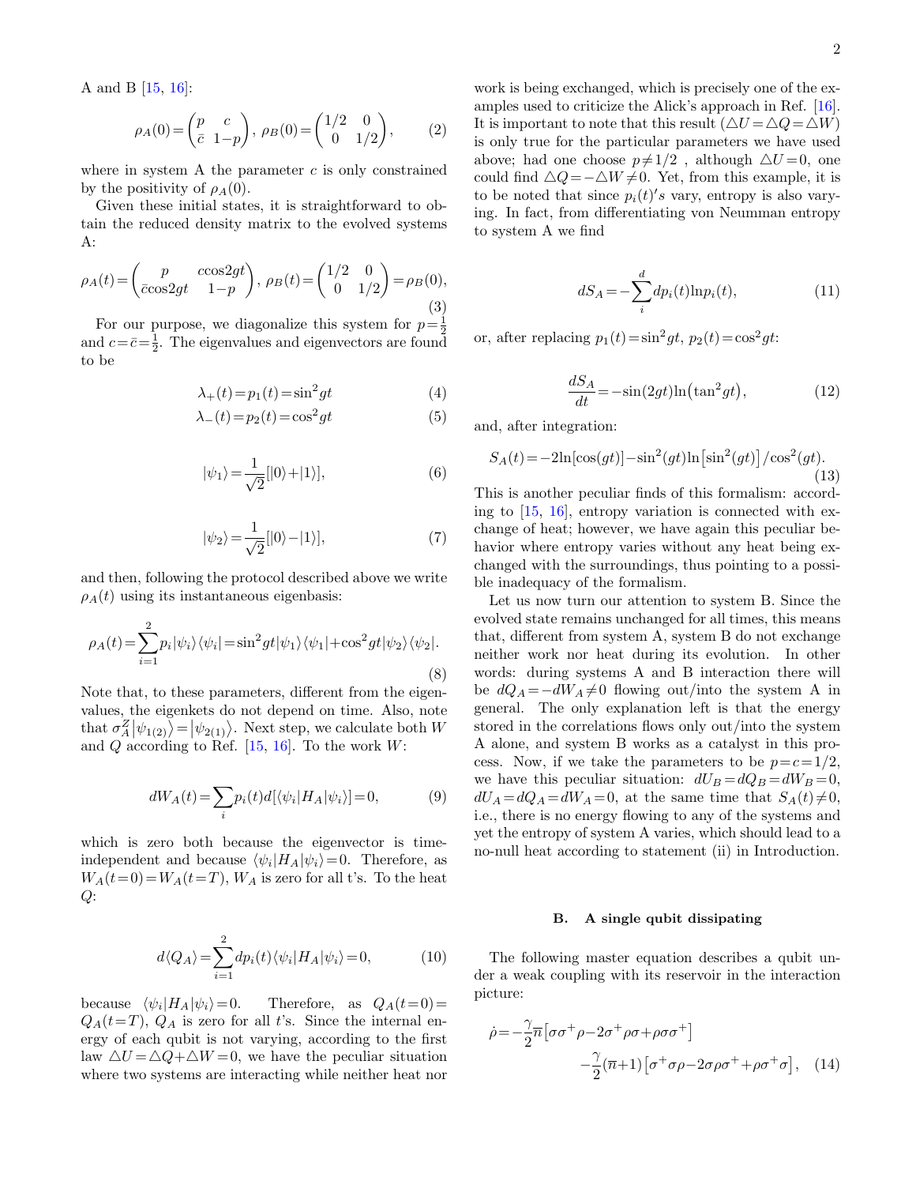A and B [15, 16]:

$$\rho_A(0)=\begin{pmatrix} p & c \\ \bar{c} & 1-p \end{pmatrix},\ \rho_B(0)=\begin{pmatrix} 1/2 & 0 \\ 0 & 1/2 \end{pmatrix}, \tag{2}$$

where in system A the parameter $c$ is only constrained by the positivity of $\rho_A(0)$.

Given these initial states, it is straightforward to obtain the reduced density matrix to the evolved systems A:

$$\rho_A(t)=\begin{pmatrix} p & c\cos 2gt \\ \bar{c}\cos 2gt & 1-p \end{pmatrix},\ \rho_B(t)=\begin{pmatrix} 1/2 & 0 \\ 0 & 1/2 \end{pmatrix}=\rho_B(0), \tag{3}$$

For our purpose, we diagonalize this system for $p=\frac{1}{2}$ and $c=\bar{c}=\frac{1}{2}$. The eigenvalues and eigenvectors are found to be

$$\lambda_+(t)=p_1(t)=\sin^2 gt \tag{4}$$

$$\lambda_-(t)=p_2(t)=\cos^2 gt \tag{5}$$

$$|\psi_1\rangle=\frac{1}{\sqrt{2}}[|0\rangle+|1\rangle], \tag{6}$$

$$|\psi_2\rangle=\frac{1}{\sqrt{2}}[|0\rangle-|1\rangle], \tag{7}$$

and then, following the protocol described above we write $\rho_A(t)$ using its instantaneous eigenbasis:

$$\rho_A(t)=\sum_{i=1}^{2}p_i|\psi_i\rangle\langle\psi_i|=\sin^2 gt|\psi_1\rangle\langle\psi_1|+\cos^2 gt|\psi_2\rangle\langle\psi_2|. \tag{8}$$

Note that, to these parameters, different from the eigenvalues, the eigenkets do not depend on time. Also, note that $\sigma_A^Z|\psi_{1(2)}\rangle=|\psi_{2(1)}\rangle$. Next step, we calculate both $W$ and $Q$ according to Ref. [15, 16]. To the work $W$:

$$dW_A(t)=\sum_i p_i(t)d[\langle\psi_i|H_A|\psi_i\rangle]=0, \tag{9}$$

which is zero both because the eigenvector is time-independent and because $\langle\psi_i|H_A|\psi_i\rangle=0$. Therefore, as $W_A(t=0)=W_A(t=T)$, $W_A$ is zero for all t's. To the heat $Q$:

$$d\langle Q_A\rangle=\sum_{i=1}^{2}dp_i(t)\langle\psi_i|H_A|\psi_i\rangle=0, \tag{10}$$

because $\langle\psi_i|H_A|\psi_i\rangle=0$. Therefore, as $Q_A(t=0)=Q_A(t=T)$, $Q_A$ is zero for all $t$'s. Since the internal energy of each qubit is not varying, according to the first law $\triangle U=\triangle Q+\triangle W=0$, we have the peculiar situation where two systems are interacting while neither heat nor work is being exchanged, which is precisely one of the examples used to criticize the Alick's approach in Ref. [16]. It is important to note that this result ($\triangle U=\triangle Q=\triangle W$) is only true for the particular parameters we have used above; had one choose $p\neq 1/2$ , although $\triangle U=0$, one could find $\triangle Q=-\triangle W\neq 0$. Yet, from this example, it is to be noted that since $p_i(t)'s$ vary, entropy is also varying. In fact, from differentiating von Neumman entropy to system A we find

$$dS_A=-\sum_i^d dp_i(t)\ln p_i(t), \tag{11}$$

or, after replacing $p_1(t)=\sin^2 gt$, $p_2(t)=\cos^2 gt$:

$$\frac{dS_A}{dt}=-\sin(2gt)\ln\left(\tan^2 gt\right), \tag{12}$$

and, after integration:

$$S_A(t)=-2\ln[\cos(gt)]-\sin^2(gt)\ln\left[\sin^2(gt)\right]/\cos^2(gt). \tag{13}$$

This is another peculiar finds of this formalism: according to [15, 16], entropy variation is connected with exchange of heat; however, we have again this peculiar behavior where entropy varies without any heat being exchanged with the surroundings, thus pointing to a possible inadequacy of the formalism.

Let us now turn our attention to system B. Since the evolved state remains unchanged for all times, this means that, different from system A, system B do not exchange neither work nor heat during its evolution. In other words: during systems A and B interaction there will be $dQ_A=-dW_A\neq 0$ flowing out/into the system A in general. The only explanation left is that the energy stored in the correlations flows only out/into the system A alone, and system B works as a catalyst in this process. Now, if we take the parameters to be $p=c=1/2$, we have this peculiar situation: $dU_B=dQ_B=dW_B=0$, $dU_A=dQ_A=dW_A=0$, at the same time that $S_A(t)\neq 0$, i.e., there is no energy flowing to any of the systems and yet the entropy of system A varies, which should lead to a no-null heat according to statement (ii) in Introduction.

### B. A single qubit dissipating

The following master equation describes a qubit under a weak coupling with its reservoir in the interaction picture:

$$\dot{\rho}=-\frac{\gamma}{2}\overline{n}\left[\sigma\sigma^+\rho-2\sigma^+\rho\sigma+\rho\sigma\sigma^+\right]-\frac{\gamma}{2}(\overline{n}+1)\left[\sigma^+\sigma\rho-2\sigma\rho\sigma^++\rho\sigma^+\sigma\right], \tag{14}$$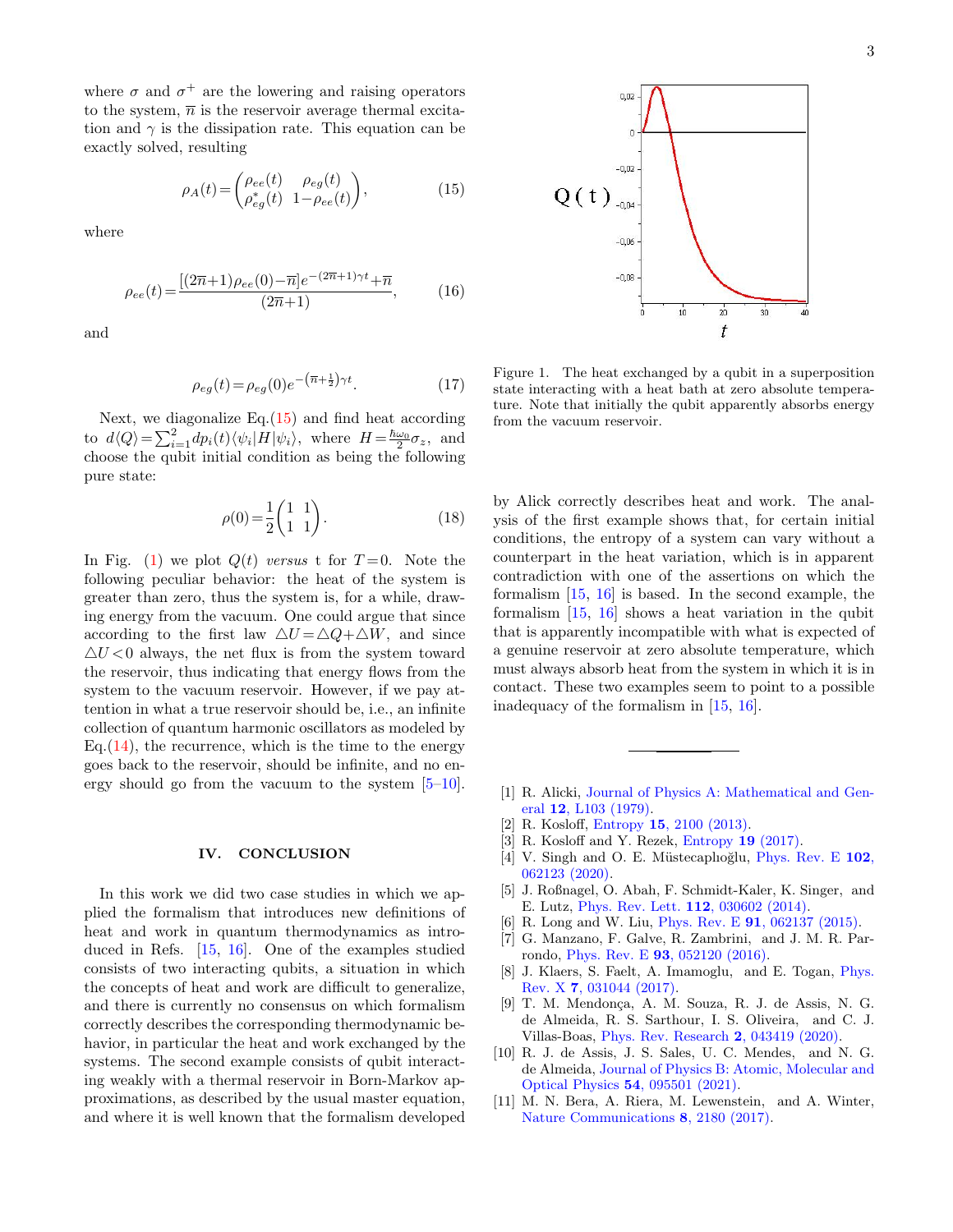where $\sigma$ and $\sigma^{+}$ are the lowering and raising operators to the system, $\overline{n}$ is the reservoir average thermal excitation and $\gamma$ is the dissipation rate. This equation can be exactly solved, resulting

$$\rho_A(t) = \begin{pmatrix} \rho_{ee}(t) & \rho_{eg}(t) \\ \rho_{eg}^{*}(t) & 1-\rho_{ee}(t) \end{pmatrix}, \tag{15}$$

where

$$\rho_{ee}(t) = \frac{[(2\overline{n}+1)\rho_{ee}(0) - \overline{n}]e^{-(2\overline{n}+1)\gamma t} + \overline{n}}{(2\overline{n}+1)}, \tag{16}$$

and

$$\rho_{eg}(t) = \rho_{eg}(0)e^{-\left(\overline{n}+\frac{1}{2}\right)\gamma t}. \tag{17}$$

Next, we diagonalize Eq.(15) and find heat according to $d\langle Q\rangle = \sum_{i=1}^{2} dp_i(t)\langle\psi_i|H|\psi_i\rangle$, where $H = \frac{\hbar\omega_0}{2}\sigma_z$, and choose the qubit initial condition as being the following pure state:

$$\rho(0) = \frac{1}{2}\begin{pmatrix} 1 & 1 \\ 1 & 1 \end{pmatrix}. \tag{18}$$

In Fig. (1) we plot $Q(t)$ *versus* t for $T = 0$. Note the following peculiar behavior: the heat of the system is greater than zero, thus the system is, for a while, drawing energy from the vacuum. One could argue that since according to the first law $\triangle U = \triangle Q + \triangle W$, and since $\triangle U < 0$ always, the net flux is from the system toward the reservoir, thus indicating that energy flows from the system to the vacuum reservoir. However, if we pay attention in what a true reservoir should be, i.e., an infinite collection of quantum harmonic oscillators as modeled by Eq.(14), the recurrence, which is the time to the energy goes back to the reservoir, should be infinite, and no energy should go from the vacuum to the system [5–10].

Figure 1. The heat exchanged by a qubit in a superposition state interacting with a heat bath at zero absolute temperature. Note that initially the qubit apparently absorbs energy from the vacuum reservoir.

## IV. CONCLUSION

In this work we did two case studies in which we applied the formalism that introduces new definitions of heat and work in quantum thermodynamics as introduced in Refs. [15, 16]. One of the examples studied consists of two interacting qubits, a situation in which the concepts of heat and work are difficult to generalize, and there is currently no consensus on which formalism correctly describes the corresponding thermodynamic behavior, in particular the heat and work exchanged by the systems. The second example consists of qubit interacting weakly with a thermal reservoir in Born-Markov approximations, as described by the usual master equation, and where it is well known that the formalism developed by Alick correctly describes heat and work. The analysis of the first example shows that, for certain initial conditions, the entropy of a system can vary without a counterpart in the heat variation, which is in apparent contradiction with one of the assertions on which the formalism [15, 16] is based. In the second example, the formalism [15, 16] shows a heat variation in the qubit that is apparently incompatible with what is expected of a genuine reservoir at zero absolute temperature, which must always absorb heat from the system in which it is in contact. These two examples seem to point to a possible inadequacy of the formalism in [15, 16].

---

[1] R. Alicki, Journal of Physics A: Mathematical and General **12**, L103 (1979).
[2] R. Kosloff, Entropy **15**, 2100 (2013).
[3] R. Kosloff and Y. Rezek, Entropy **19** (2017).
[4] V. Singh and O. E. Müstecaplıoğlu, Phys. Rev. E **102**, 062123 (2020).
[5] J. Roßnagel, O. Abah, F. Schmidt-Kaler, K. Singer, and E. Lutz, Phys. Rev. Lett. **112**, 030602 (2014).
[6] R. Long and W. Liu, Phys. Rev. E **91**, 062137 (2015).
[7] G. Manzano, F. Galve, R. Zambrini, and J. M. R. Parrondo, Phys. Rev. E **93**, 052120 (2016).
[8] J. Klaers, S. Faelt, A. Imamoglu, and E. Togan, Phys. Rev. X **7**, 031044 (2017).
[9] T. M. Mendonça, A. M. Souza, R. J. de Assis, N. G. de Almeida, R. S. Sarthour, I. S. Oliveira, and C. J. Villas-Boas, Phys. Rev. Research **2**, 043419 (2020).
[10] R. J. de Assis, J. S. Sales, U. C. Mendes, and N. G. de Almeida, Journal of Physics B: Atomic, Molecular and Optical Physics **54**, 095501 (2021).
[11] M. N. Bera, A. Riera, M. Lewenstein, and A. Winter, Nature Communications **8**, 2180 (2017).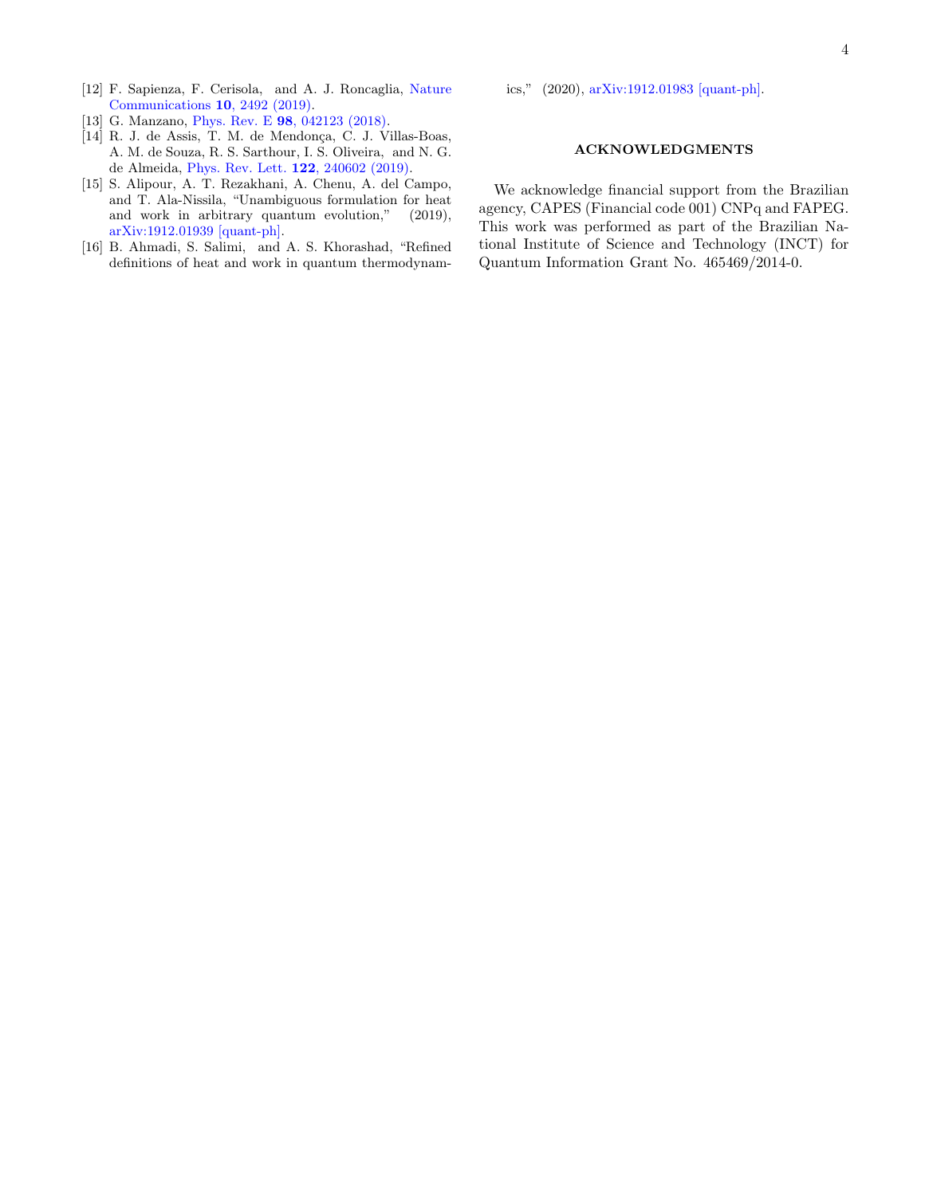[12] F. Sapienza, F. Cerisola, and A. J. Roncaglia, Nature Communications **10**, 2492 (2019).

[13] G. Manzano, Phys. Rev. E **98**, 042123 (2018).

[14] R. J. de Assis, T. M. de Mendonça, C. J. Villas-Boas, A. M. de Souza, R. S. Sarthour, I. S. Oliveira, and N. G. de Almeida, Phys. Rev. Lett. **122**, 240602 (2019).

[15] S. Alipour, A. T. Rezakhani, A. Chenu, A. del Campo, and T. Ala-Nissila, "Unambiguous formulation for heat and work in arbitrary quantum evolution," (2019), arXiv:1912.01939 [quant-ph].

[16] B. Ahmadi, S. Salimi, and A. S. Khorashad, "Refined definitions of heat and work in quantum thermodynamics," (2020), arXiv:1912.01983 [quant-ph].

## ACKNOWLEDGMENTS

We acknowledge financial support from the Brazilian agency, CAPES (Financial code 001) CNPq and FAPEG. This work was performed as part of the Brazilian National Institute of Science and Technology (INCT) for Quantum Information Grant No. 465469/2014-0.